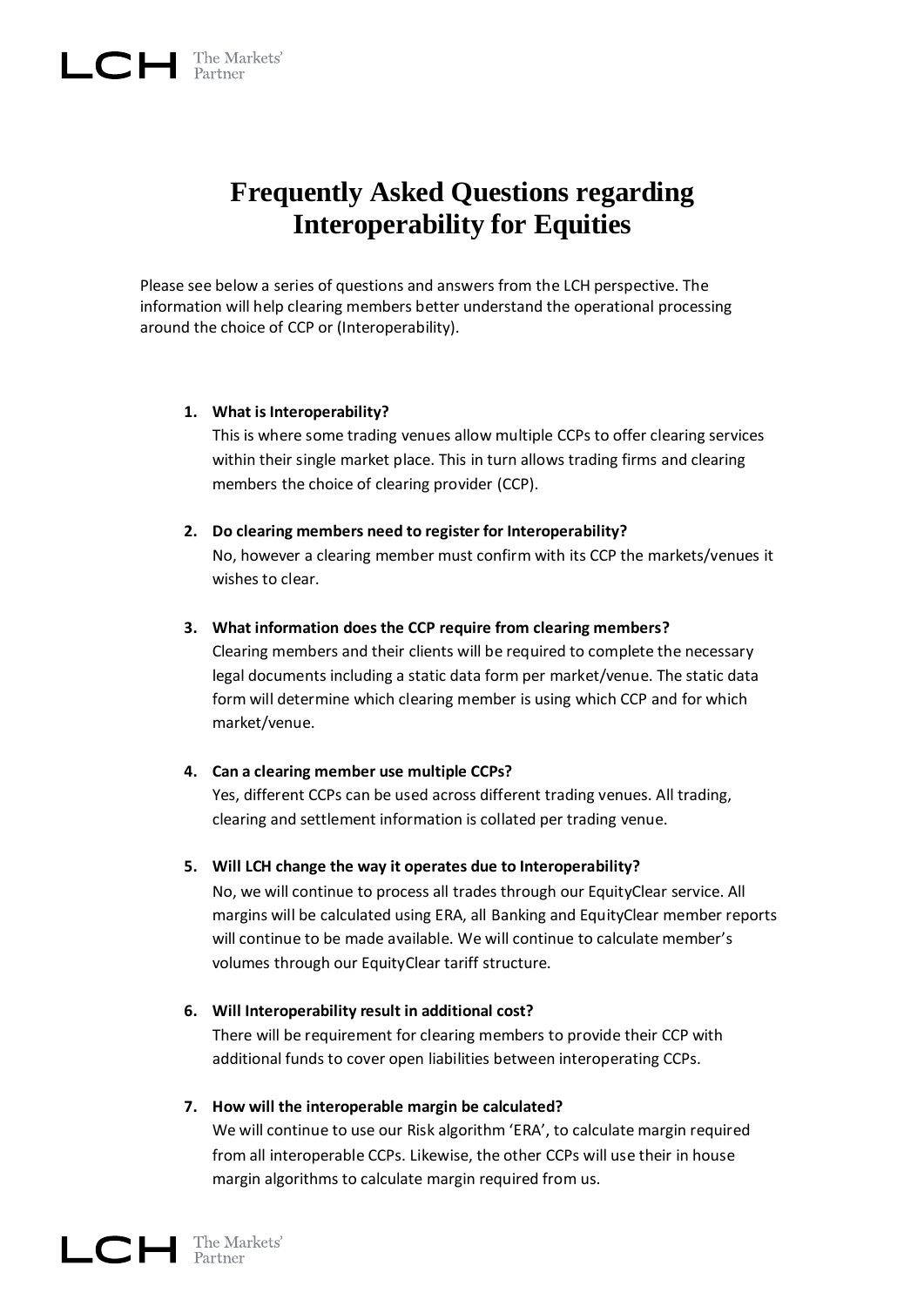# Frequently Asked Questions regarding Interoperability for Equities

Please see below a series of questions and answers from the LCH perspective. The information will help clearing members better understand the operational processing around the choice of CCP or (Interoperability).

1. **What is Interoperability?**
   This is where some trading venues allow multiple CCPs to offer clearing services within their single market place. This in turn allows trading firms and clearing members the choice of clearing provider (CCP).

2. **Do clearing members need to register for Interoperability?**
   No, however a clearing member must confirm with its CCP the markets/venues it wishes to clear.

3. **What information does the CCP require from clearing members?**
   Clearing members and their clients will be required to complete the necessary legal documents including a static data form per market/venue. The static data form will determine which clearing member is using which CCP and for which market/venue.

4. **Can a clearing member use multiple CCPs?**
   Yes, different CCPs can be used across different trading venues. All trading, clearing and settlement information is collated per trading venue.

5. **Will LCH change the way it operates due to Interoperability?**
   No, we will continue to process all trades through our EquityClear service. All margins will be calculated using ERA, all Banking and EquityClear member reports will continue to be made available. We will continue to calculate member's volumes through our EquityClear tariff structure.

6. **Will Interoperability result in additional cost?**
   There will be requirement for clearing members to provide their CCP with additional funds to cover open liabilities between interoperating CCPs.

7. **How will the interoperable margin be calculated?**
   We will continue to use our Risk algorithm 'ERA', to calculate margin required from all interoperable CCPs. Likewise, the other CCPs will use their in house margin algorithms to calculate margin required from us.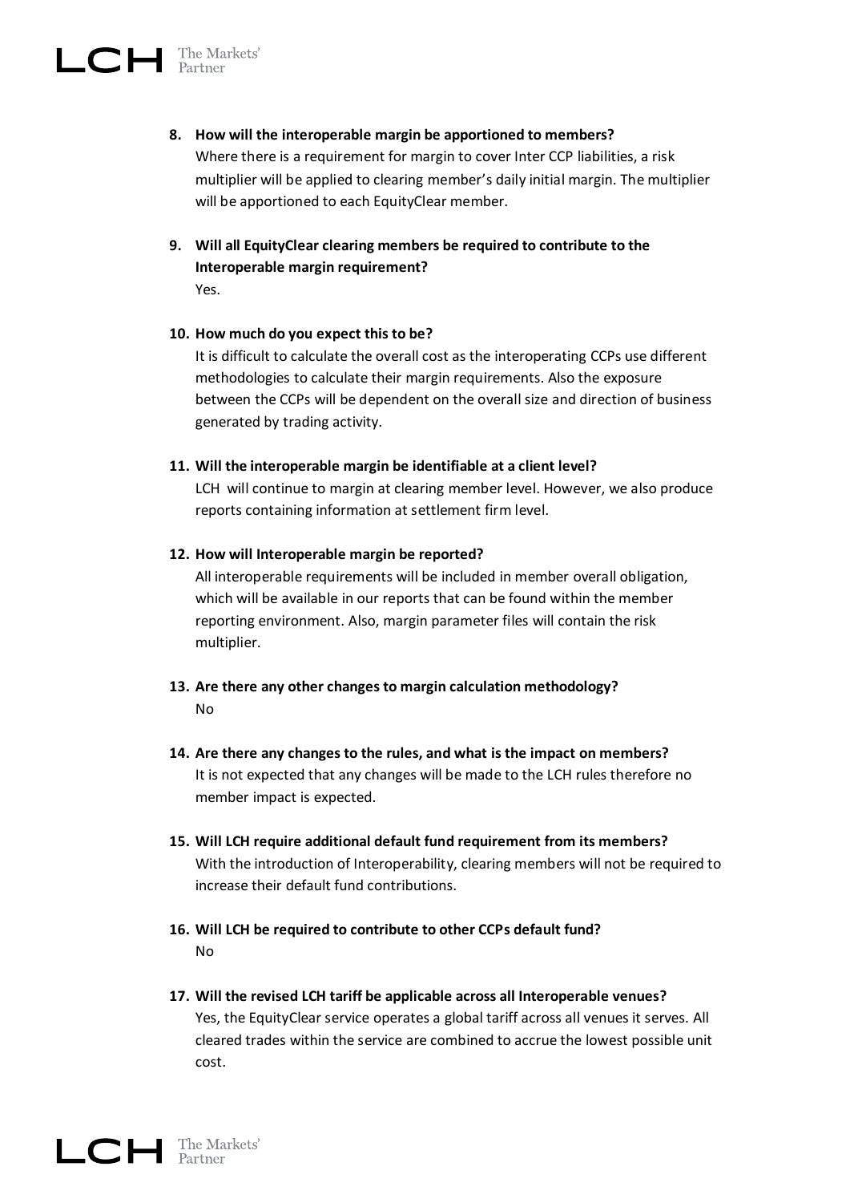8. **How will the interoperable margin be apportioned to members?**
   Where there is a requirement for margin to cover Inter CCP liabilities, a risk multiplier will be applied to clearing member's daily initial margin. The multiplier will be apportioned to each EquityClear member.

9. **Will all EquityClear clearing members be required to contribute to the Interoperable margin requirement?**
   Yes.

10. **How much do you expect this to be?**
    It is difficult to calculate the overall cost as the interoperating CCPs use different methodologies to calculate their margin requirements. Also the exposure between the CCPs will be dependent on the overall size and direction of business generated by trading activity.

11. **Will the interoperable margin be identifiable at a client level?**
    LCH will continue to margin at clearing member level. However, we also produce reports containing information at settlement firm level.

12. **How will Interoperable margin be reported?**
    All interoperable requirements will be included in member overall obligation, which will be available in our reports that can be found within the member reporting environment. Also, margin parameter files will contain the risk multiplier.

13. **Are there any other changes to margin calculation methodology?**
    No

14. **Are there any changes to the rules, and what is the impact on members?**
    It is not expected that any changes will be made to the LCH rules therefore no member impact is expected.

15. **Will LCH require additional default fund requirement from its members?**
    With the introduction of Interoperability, clearing members will not be required to increase their default fund contributions.

16. **Will LCH be required to contribute to other CCPs default fund?**
    No

17. **Will the revised LCH tariff be applicable across all Interoperable venues?**
    Yes, the EquityClear service operates a global tariff across all venues it serves. All cleared trades within the service are combined to accrue the lowest possible unit cost.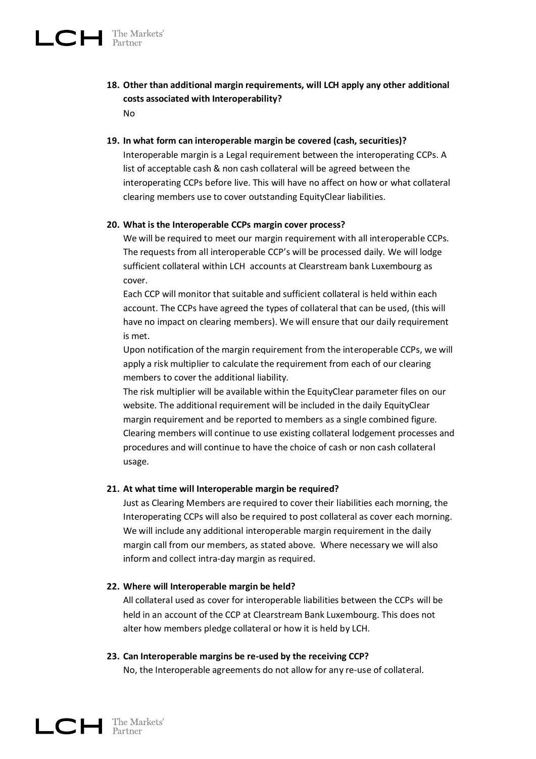18. **Other than additional margin requirements, will LCH apply any other additional costs associated with Interoperability?**

    No

19. **In what form can interoperable margin be covered (cash, securities)?**

    Interoperable margin is a Legal requirement between the interoperating CCPs. A list of acceptable cash & non cash collateral will be agreed between the interoperating CCPs before live. This will have no affect on how or what collateral clearing members use to cover outstanding EquityClear liabilities.

20. **What is the Interoperable CCPs margin cover process?**

    We will be required to meet our margin requirement with all interoperable CCPs. The requests from all interoperable CCP's will be processed daily. We will lodge sufficient collateral within LCH accounts at Clearstream bank Luxembourg as cover.

    Each CCP will monitor that suitable and sufficient collateral is held within each account. The CCPs have agreed the types of collateral that can be used, (this will have no impact on clearing members). We will ensure that our daily requirement is met.

    Upon notification of the margin requirement from the interoperable CCPs, we will apply a risk multiplier to calculate the requirement from each of our clearing members to cover the additional liability.

    The risk multiplier will be available within the EquityClear parameter files on our website. The additional requirement will be included in the daily EquityClear margin requirement and be reported to members as a single combined figure. Clearing members will continue to use existing collateral lodgement processes and procedures and will continue to have the choice of cash or non cash collateral usage.

21. **At what time will Interoperable margin be required?**

    Just as Clearing Members are required to cover their liabilities each morning, the Interoperating CCPs will also be required to post collateral as cover each morning. We will include any additional interoperable margin requirement in the daily margin call from our members, as stated above. Where necessary we will also inform and collect intra-day margin as required.

22. **Where will Interoperable margin be held?**

    All collateral used as cover for interoperable liabilities between the CCPs will be held in an account of the CCP at Clearstream Bank Luxembourg. This does not alter how members pledge collateral or how it is held by LCH.

23. **Can Interoperable margins be re-used by the receiving CCP?**

    No, the Interoperable agreements do not allow for any re-use of collateral.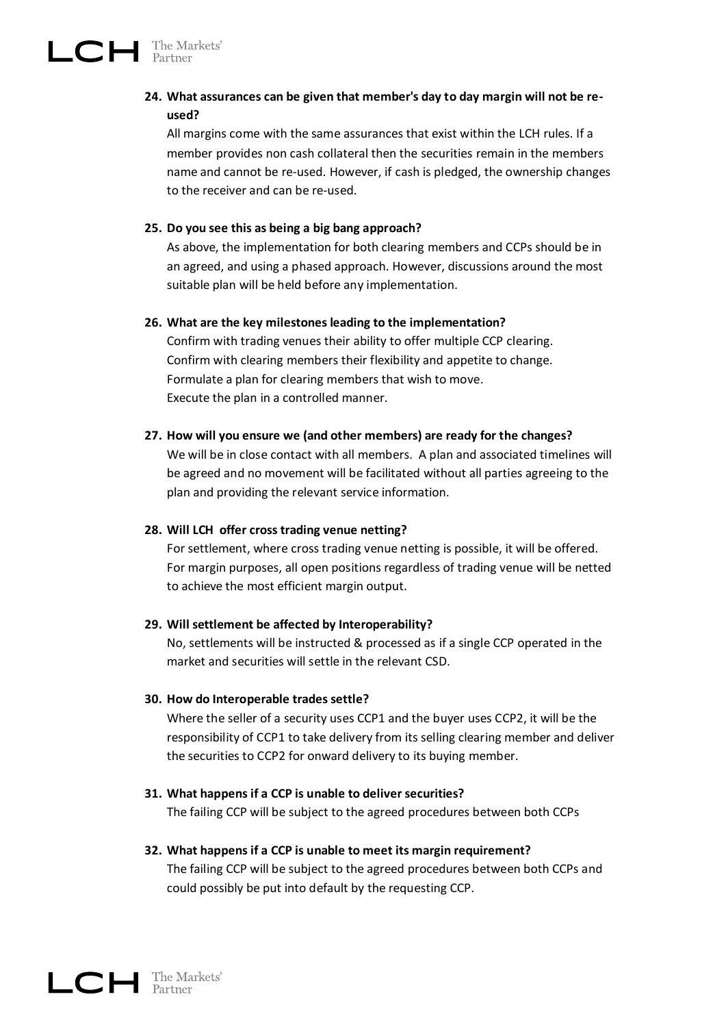**24. What assurances can be given that member's day to day margin will not be re-used?**

All margins come with the same assurances that exist within the LCH rules. If a member provides non cash collateral then the securities remain in the members name and cannot be re-used. However, if cash is pledged, the ownership changes to the receiver and can be re-used.

**25. Do you see this as being a big bang approach?**

As above, the implementation for both clearing members and CCPs should be in an agreed, and using a phased approach. However, discussions around the most suitable plan will be held before any implementation.

**26. What are the key milestones leading to the implementation?**

Confirm with trading venues their ability to offer multiple CCP clearing.
Confirm with clearing members their flexibility and appetite to change.
Formulate a plan for clearing members that wish to move.
Execute the plan in a controlled manner.

**27. How will you ensure we (and other members) are ready for the changes?**

We will be in close contact with all members. A plan and associated timelines will be agreed and no movement will be facilitated without all parties agreeing to the plan and providing the relevant service information.

**28. Will LCH offer cross trading venue netting?**

For settlement, where cross trading venue netting is possible, it will be offered. For margin purposes, all open positions regardless of trading venue will be netted to achieve the most efficient margin output.

**29. Will settlement be affected by Interoperability?**

No, settlements will be instructed & processed as if a single CCP operated in the market and securities will settle in the relevant CSD.

**30. How do Interoperable trades settle?**

Where the seller of a security uses CCP1 and the buyer uses CCP2, it will be the responsibility of CCP1 to take delivery from its selling clearing member and deliver the securities to CCP2 for onward delivery to its buying member.

**31. What happens if a CCP is unable to deliver securities?**

The failing CCP will be subject to the agreed procedures between both CCPs

**32. What happens if a CCP is unable to meet its margin requirement?**

The failing CCP will be subject to the agreed procedures between both CCPs and could possibly be put into default by the requesting CCP.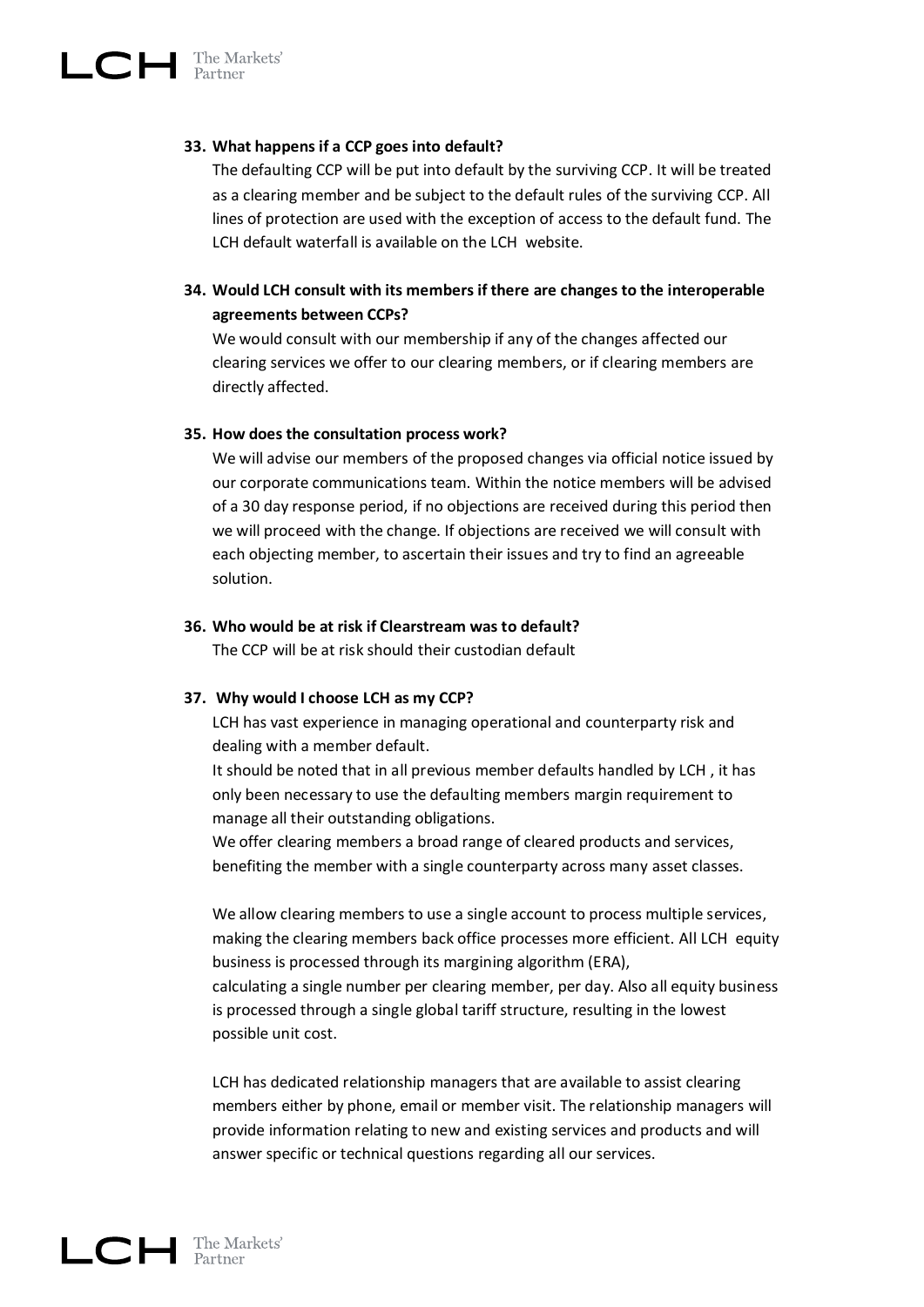**33. What happens if a CCP goes into default?**

The defaulting CCP will be put into default by the surviving CCP. It will be treated as a clearing member and be subject to the default rules of the surviving CCP. All lines of protection are used with the exception of access to the default fund. The LCH default waterfall is available on the LCH website.

**34. Would LCH consult with its members if there are changes to the interoperable agreements between CCPs?**

We would consult with our membership if any of the changes affected our clearing services we offer to our clearing members, or if clearing members are directly affected.

**35. How does the consultation process work?**

We will advise our members of the proposed changes via official notice issued by our corporate communications team. Within the notice members will be advised of a 30 day response period, if no objections are received during this period then we will proceed with the change. If objections are received we will consult with each objecting member, to ascertain their issues and try to find an agreeable solution.

**36. Who would be at risk if Clearstream was to default?**

The CCP will be at risk should their custodian default

**37. Why would I choose LCH as my CCP?**

LCH has vast experience in managing operational and counterparty risk and dealing with a member default.

It should be noted that in all previous member defaults handled by LCH , it has only been necessary to use the defaulting members margin requirement to manage all their outstanding obligations.

We offer clearing members a broad range of cleared products and services, benefiting the member with a single counterparty across many asset classes.

We allow clearing members to use a single account to process multiple services, making the clearing members back office processes more efficient. All LCH equity business is processed through its margining algorithm (ERA), calculating a single number per clearing member, per day. Also all equity business is processed through a single global tariff structure, resulting in the lowest possible unit cost.

LCH has dedicated relationship managers that are available to assist clearing members either by phone, email or member visit. The relationship managers will provide information relating to new and existing services and products and will answer specific or technical questions regarding all our services.